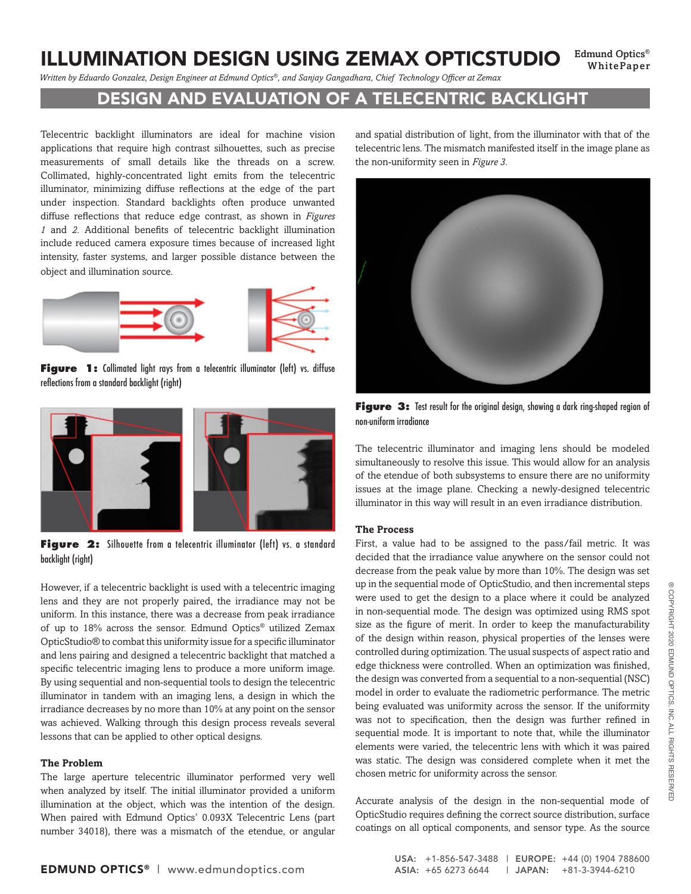# ILLUMINATION DESIGN USING ZEMAX OPTICSTUDIO

*Written by Eduardo Gonzalez, Design Engineer at Edmund Optics®, and Sanjay Gangadhara, Chief Technology Officer at Zemax*

## DESIGN AND EVALUATION OF A TELECENTRIC BACKLIGHT

Telecentric backlight illuminators are ideal for machine vision applications that require high contrast silhouettes, such as precise measurements of small details like the threads on a screw. Collimated, highly-concentrated light emits from the telecentric illuminator, minimizing diffuse reflections at the edge of the part under inspection. Standard backlights often produce unwanted diffuse reflections that reduce edge contrast, as shown in *Figures 1* and *2*. Additional benefits of telecentric backlight illumination include reduced camera exposure times because of increased light intensity, faster systems, and larger possible distance between the object and illumination source.

**Figure 1:** Collimated light rays from a telecentric illuminator (left) vs. diffuse reflections from a standard backlight (right)

**Figure 2:** Silhouette from a telecentric illuminator (left) vs. a standard backlight (right)

However, if a telecentric backlight is used with a telecentric imaging lens and they are not properly paired, the irradiance may not be uniform. In this instance, there was a decrease from peak irradiance of up to 18% across the sensor. Edmund Optics® utilized Zemax OpticStudio® to combat this uniformity issue for a specific illuminator and lens pairing and designed a telecentric backlight that matched a specific telecentric imaging lens to produce a more uniform image. By using sequential and non-sequential tools to design the telecentric illuminator in tandem with an imaging lens, a design in which the irradiance decreases by no more than 10% at any point on the sensor was achieved. Walking through this design process reveals several lessons that can be applied to other optical designs.

### The Problem

The large aperture telecentric illuminator performed very well when analyzed by itself. The initial illuminator provided a uniform illumination at the object, which was the intention of the design. When paired with Edmund Optics' 0.093X Telecentric Lens (part number 34018), there was a mismatch of the etendue, or angular and spatial distribution of light, from the illuminator with that of the telecentric lens. The mismatch manifested itself in the image plane as the non-uniformity seen in *Figure 3*.

**Figure 3:** Test result for the original design, showing a dark ring-shaped region of non-uniform irradiance

The telecentric illuminator and imaging lens should be modeled simultaneously to resolve this issue. This would allow for an analysis of the etendue of both subsystems to ensure there are no uniformity issues at the image plane. Checking a newly-designed telecentric illuminator in this way will result in an even irradiance distribution.

### The Process

First, a value had to be assigned to the pass/fail metric. It was decided that the irradiance value anywhere on the sensor could not decrease from the peak value by more than 10%. The design was set up in the sequential mode of OpticStudio, and then incremental steps were used to get the design to a place where it could be analyzed in non-sequential mode. The design was optimized using RMS spot size as the figure of merit. In order to keep the manufacturability of the design within reason, physical properties of the lenses were controlled during optimization. The usual suspects of aspect ratio and edge thickness were controlled. When an optimization was finished, the design was converted from a sequential to a non-sequential (NSC) model in order to evaluate the radiometric performance. The metric being evaluated was uniformity across the sensor. If the uniformity was not to specification, then the design was further refined in sequential mode. It is important to note that, while the illuminator elements were varied, the telecentric lens with which it was paired was static. The design was considered complete when it met the chosen metric for uniformity across the sensor.

Accurate analysis of the design in the non-sequential mode of OpticStudio requires defining the correct source distribution, surface coatings on all optical components, and sensor type. As the source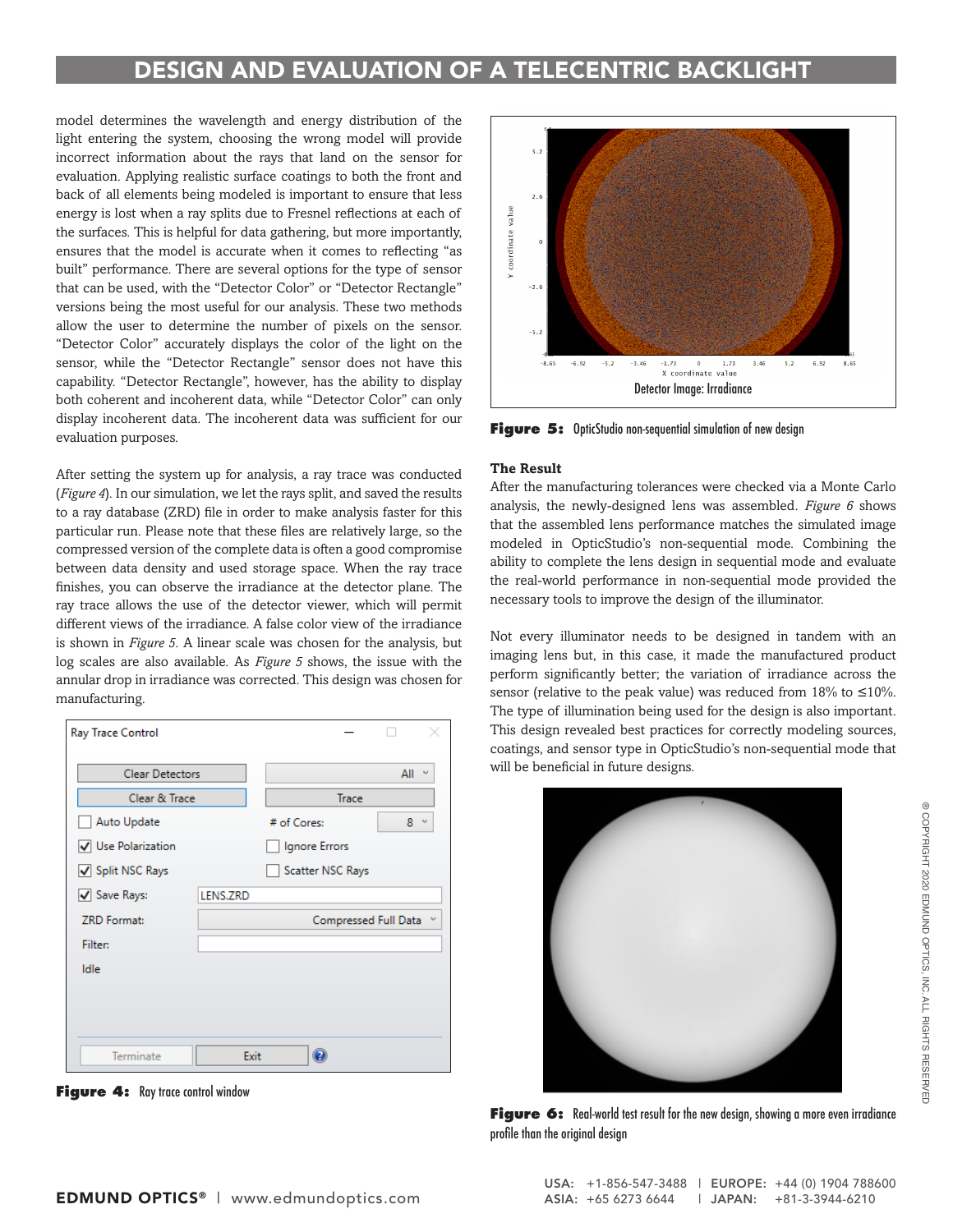model determines the wavelength and energy distribution of the light entering the system, choosing the wrong model will provide incorrect information about the rays that land on the sensor for evaluation. Applying realistic surface coatings to both the front and back of all elements being modeled is important to ensure that less energy is lost when a ray splits due to Fresnel reflections at each of the surfaces. This is helpful for data gathering, but more importantly, ensures that the model is accurate when it comes to reflecting "as built" performance. There are several options for the type of sensor that can be used, with the "Detector Color" or "Detector Rectangle" versions being the most useful for our analysis. These two methods allow the user to determine the number of pixels on the sensor. "Detector Color" accurately displays the color of the light on the sensor, while the "Detector Rectangle" sensor does not have this capability. "Detector Rectangle", however, has the ability to display both coherent and incoherent data, while "Detector Color" can only display incoherent data. The incoherent data was sufficient for our evaluation purposes.

After setting the system up for analysis, a ray trace was conducted (*Figure 4*). In our simulation, we let the rays split, and saved the results to a ray database (ZRD) file in order to make analysis faster for this particular run. Please note that these files are relatively large, so the compressed version of the complete data is often a good compromise between data density and used storage space. When the ray trace finishes, you can observe the irradiance at the detector plane. The ray trace allows the use of the detector viewer, which will permit different views of the irradiance. A false color view of the irradiance is shown in *Figure 5*. A linear scale was chosen for the analysis, but log scales are also available. As *Figure 5* shows, the issue with the annular drop in irradiance was corrected. This design was chosen for manufacturing.

Ray Trace Control

Clear Detectors
All
Clear & Trace
Trace
Auto Update
# of Cores: 8
Use Polarization
Ignore Errors
Split NSC Rays
Scatter NSC Rays
Save Rays: LENS.ZRD
ZRD Format: Compressed Full Data
Filter:
Idle
Terminate
Exit

**Figure 4:** Ray trace control window

Y coordinate value
5.2
2.6
0
-2.6
-5.2
-8.65 -6.92 -5.2 -3.46 -1.73 0 1.73 3.46 5.2 6.92 8.65
X coordinate value
Detector Image: Irradiance

**Figure 5:** OpticStudio non-sequential simulation of new design

### The Result

After the manufacturing tolerances were checked via a Monte Carlo analysis, the newly-designed lens was assembled. *Figure 6* shows that the assembled lens performance matches the simulated image modeled in OpticStudio's non-sequential mode. Combining the ability to complete the lens design in sequential mode and evaluate the real-world performance in non-sequential mode provided the necessary tools to improve the design of the illuminator.

Not every illuminator needs to be designed in tandem with an imaging lens but, in this case, it made the manufactured product perform significantly better; the variation of irradiance across the sensor (relative to the peak value) was reduced from 18% to ≤10%. The type of illumination being used for the design is also important. This design revealed best practices for correctly modeling sources, coatings, and sensor type in OpticStudio's non-sequential mode that will be beneficial in future designs.

**Figure 6:** Real-world test result for the new design, showing a more even irradiance profile than the original design